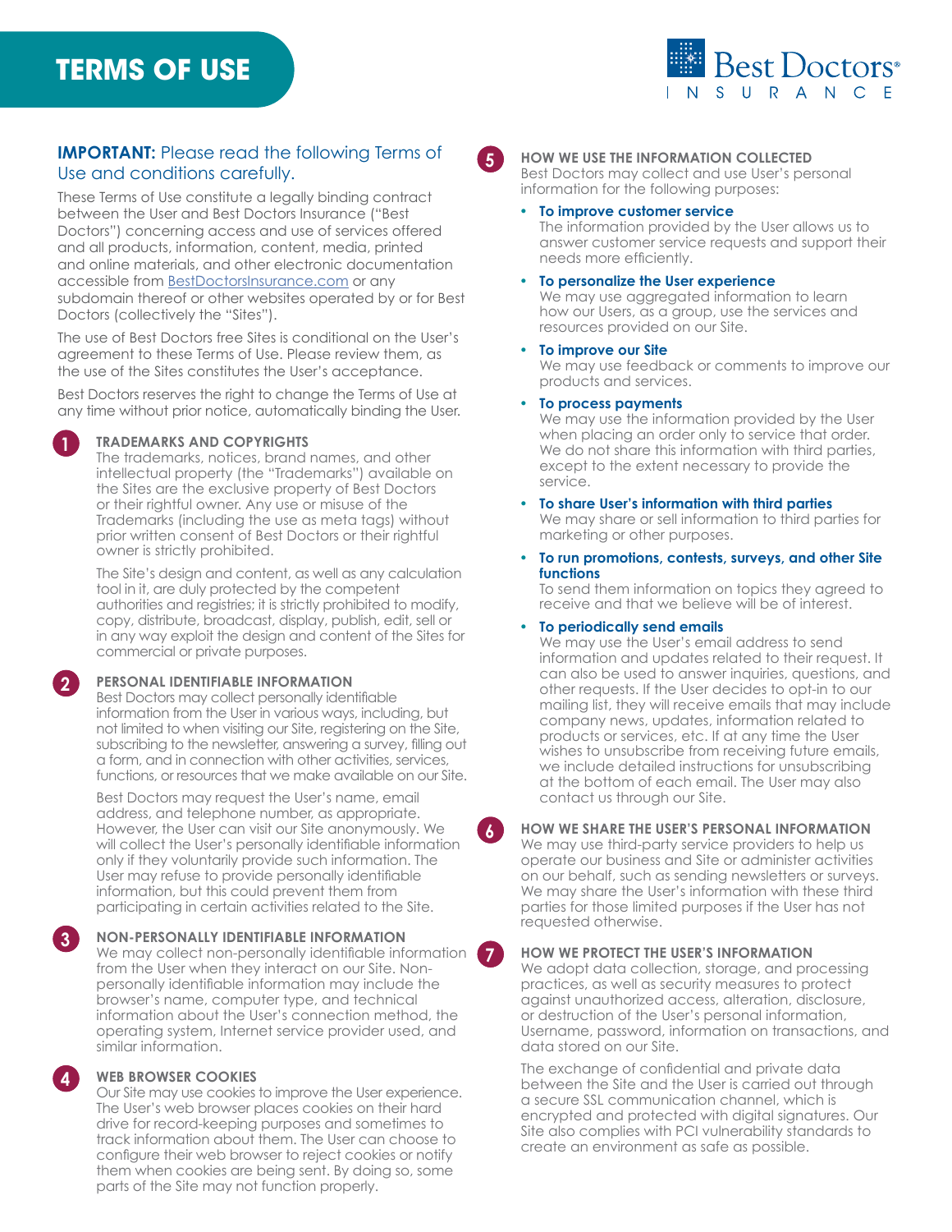# TERMS OF USE

Best Doctors® INSURANCE

**IMPORTANT:** Please read the following Terms of Use and conditions carefully.

These Terms of Use constitute a legally binding contract between the User and Best Doctors Insurance ("Best Doctors") concerning access and use of services offered and all products, information, content, media, printed and online materials, and other electronic documentation accessible from BestDoctorsInsurance.com or any subdomain thereof or other websites operated by or for Best Doctors (collectively the "Sites").

The use of Best Doctors free Sites is conditional on the User's agreement to these Terms of Use. Please review them, as the use of the Sites constitutes the User's acceptance.

Best Doctors reserves the right to change the Terms of Use at any time without prior notice, automatically binding the User.

## 1 TRADEMARKS AND COPYRIGHTS

The trademarks, notices, brand names, and other intellectual property (the "Trademarks") available on the Sites are the exclusive property of Best Doctors or their rightful owner. Any use or misuse of the Trademarks (including the use as meta tags) without prior written consent of Best Doctors or their rightful owner is strictly prohibited.

The Site's design and content, as well as any calculation tool in it, are duly protected by the competent authorities and registries; it is strictly prohibited to modify, copy, distribute, broadcast, display, publish, edit, sell or in any way exploit the design and content of the Sites for commercial or private purposes.

## 2 PERSONAL IDENTIFIABLE INFORMATION

Best Doctors may collect personally identifiable information from the User in various ways, including, but not limited to when visiting our Site, registering on the Site, subscribing to the newsletter, answering a survey, filling out a form, and in connection with other activities, services, functions, or resources that we make available on our Site.

Best Doctors may request the User's name, email address, and telephone number, as appropriate. However, the User can visit our Site anonymously. We will collect the User's personally identifiable information only if they voluntarily provide such information. The User may refuse to provide personally identifiable information, but this could prevent them from participating in certain activities related to the Site.

## 3 NON-PERSONALLY IDENTIFIABLE INFORMATION

We may collect non-personally identifiable information from the User when they interact on our Site. Non-personally identifiable information may include the browser's name, computer type, and technical information about the User's connection method, the operating system, Internet service provider used, and similar information.

## 4 WEB BROWSER COOKIES

Our Site may use cookies to improve the User experience. The User's web browser places cookies on their hard drive for record-keeping purposes and sometimes to track information about them. The User can choose to configure their web browser to reject cookies or notify them when cookies are being sent. By doing so, some parts of the Site may not function properly.

## 5 HOW WE USE THE INFORMATION COLLECTED

Best Doctors may collect and use User's personal information for the following purposes:

- **To improve customer service**
  The information provided by the User allows us to answer customer service requests and support their needs more efficiently.
- **To personalize the User experience**
  We may use aggregated information to learn how our Users, as a group, use the services and resources provided on our Site.
- **To improve our Site**
  We may use feedback or comments to improve our products and services.
- **To process payments**
  We may use the information provided by the User when placing an order only to service that order. We do not share this information with third parties, except to the extent necessary to provide the service.
- **To share User's information with third parties**
  We may share or sell information to third parties for marketing or other purposes.
- **To run promotions, contests, surveys, and other Site functions**
  To send them information on topics they agreed to receive and that we believe will be of interest.
- **To periodically send emails**
  We may use the User's email address to send information and updates related to their request. It can also be used to answer inquiries, questions, and other requests. If the User decides to opt-in to our mailing list, they will receive emails that may include company news, updates, information related to products or services, etc. If at any time the User wishes to unsubscribe from receiving future emails, we include detailed instructions for unsubscribing at the bottom of each email. The User may also contact us through our Site.

## 6 HOW WE SHARE THE USER'S PERSONAL INFORMATION

We may use third-party service providers to help us operate our business and Site or administer activities on our behalf, such as sending newsletters or surveys. We may share the User's information with these third parties for those limited purposes if the User has not requested otherwise.

## 7 HOW WE PROTECT THE USER'S INFORMATION

We adopt data collection, storage, and processing practices, as well as security measures to protect against unauthorized access, alteration, disclosure, or destruction of the User's personal information, Username, password, information on transactions, and data stored on our Site.

The exchange of confidential and private data between the Site and the User is carried out through a secure SSL communication channel, which is encrypted and protected with digital signatures. Our Site also complies with PCI vulnerability standards to create an environment as safe as possible.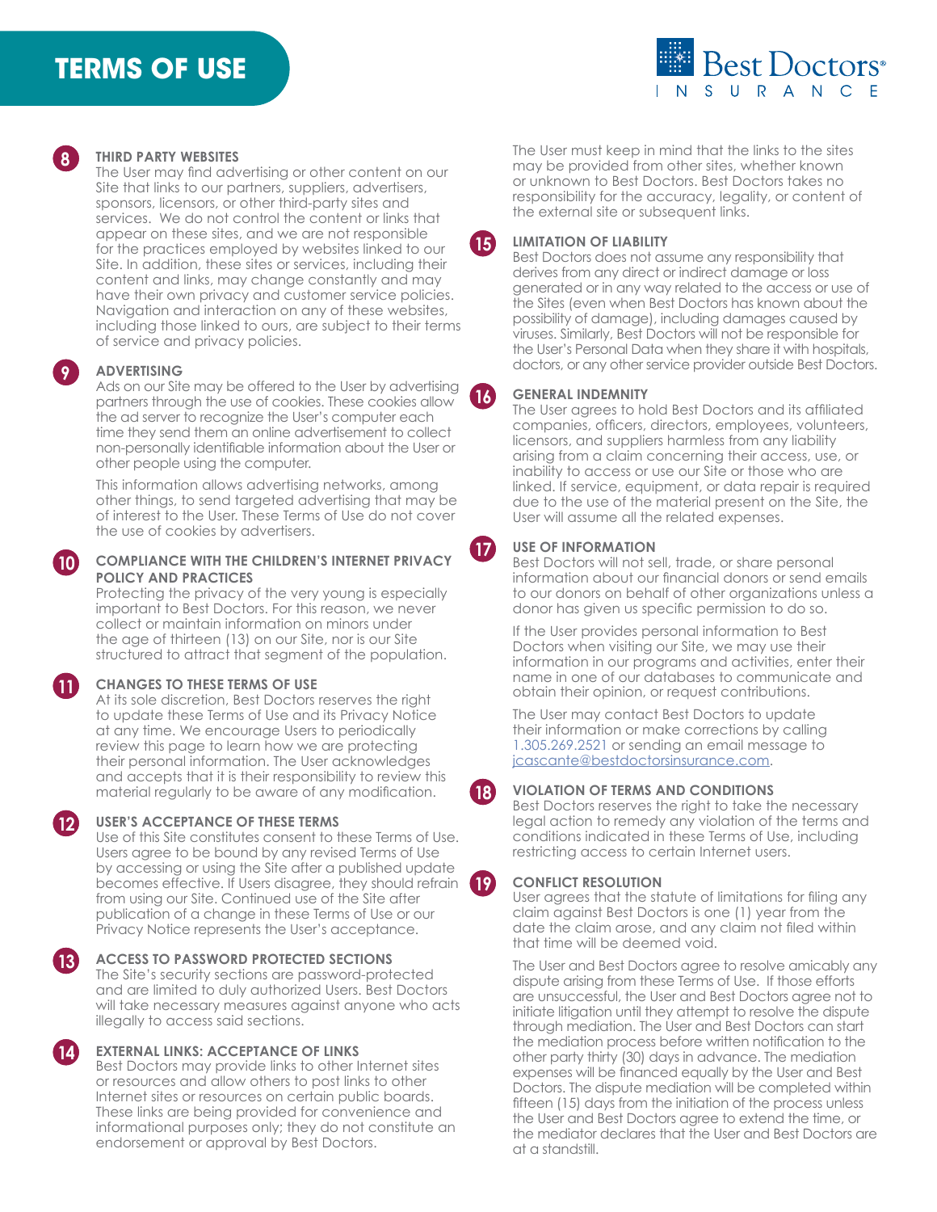# TERMS OF USE

## 8 THIRD PARTY WEBSITES

The User may find advertising or other content on our Site that links to our partners, suppliers, advertisers, sponsors, licensors, or other third-party sites and services. We do not control the content or links that appear on these sites, and we are not responsible for the practices employed by websites linked to our Site. In addition, these sites or services, including their content and links, may change constantly and may have their own privacy and customer service policies. Navigation and interaction on any of these websites, including those linked to ours, are subject to their terms of service and privacy policies.

## 9 ADVERTISING

Ads on our Site may be offered to the User by advertising partners through the use of cookies. These cookies allow the ad server to recognize the User's computer each time they send them an online advertisement to collect non-personally identifiable information about the User or other people using the computer.

This information allows advertising networks, among other things, to send targeted advertising that may be of interest to the User. These Terms of Use do not cover the use of cookies by advertisers.

## 10 COMPLIANCE WITH THE CHILDREN'S INTERNET PRIVACY POLICY AND PRACTICES

Protecting the privacy of the very young is especially important to Best Doctors. For this reason, we never collect or maintain information on minors under the age of thirteen (13) on our Site, nor is our Site structured to attract that segment of the population.

## 11 CHANGES TO THESE TERMS OF USE

At its sole discretion, Best Doctors reserves the right to update these Terms of Use and its Privacy Notice at any time. We encourage Users to periodically review this page to learn how we are protecting their personal information. The User acknowledges and accepts that it is their responsibility to review this material regularly to be aware of any modification.

## 12 USER'S ACCEPTANCE OF THESE TERMS

Use of this Site constitutes consent to these Terms of Use. Users agree to be bound by any revised Terms of Use by accessing or using the Site after a published update becomes effective. If Users disagree, they should refrain from using our Site. Continued use of the Site after publication of a change in these Terms of Use or our Privacy Notice represents the User's acceptance.

## 13 ACCESS TO PASSWORD PROTECTED SECTIONS

The Site's security sections are password-protected and are limited to duly authorized Users. Best Doctors will take necessary measures against anyone who acts illegally to access said sections.

## 14 EXTERNAL LINKS: ACCEPTANCE OF LINKS

Best Doctors may provide links to other Internet sites or resources and allow others to post links to other Internet sites or resources on certain public boards. These links are being provided for convenience and informational purposes only; they do not constitute an endorsement or approval by Best Doctors.

The User must keep in mind that the links to the sites may be provided from other sites, whether known or unknown to Best Doctors. Best Doctors takes no responsibility for the accuracy, legality, or content of the external site or subsequent links.

## 15 LIMITATION OF LIABILITY

Best Doctors does not assume any responsibility that derives from any direct or indirect damage or loss generated or in any way related to the access or use of the Sites (even when Best Doctors has known about the possibility of damage), including damages caused by viruses. Similarly, Best Doctors will not be responsible for the User's Personal Data when they share it with hospitals, doctors, or any other service provider outside Best Doctors.

## 16 GENERAL INDEMNITY

The User agrees to hold Best Doctors and its affiliated companies, officers, directors, employees, volunteers, licensors, and suppliers harmless from any liability arising from a claim concerning their access, use, or inability to access or use our Site or those who are linked. If service, equipment, or data repair is required due to the use of the material present on the Site, the User will assume all the related expenses.

## 17 USE OF INFORMATION

Best Doctors will not sell, trade, or share personal information about our financial donors or send emails to our donors on behalf of other organizations unless a donor has given us specific permission to do so.

If the User provides personal information to Best Doctors when visiting our Site, we may use their information in our programs and activities, enter their name in one of our databases to communicate and obtain their opinion, or request contributions.

The User may contact Best Doctors to update their information or make corrections by calling 1.305.269.2521 or sending an email message to jcascante@bestdoctorsinsurance.com.

## 18 VIOLATION OF TERMS AND CONDITIONS

Best Doctors reserves the right to take the necessary legal action to remedy any violation of the terms and conditions indicated in these Terms of Use, including restricting access to certain Internet users.

## 19 CONFLICT RESOLUTION

User agrees that the statute of limitations for filing any claim against Best Doctors is one (1) year from the date the claim arose, and any claim not filed within that time will be deemed void.

The User and Best Doctors agree to resolve amicably any dispute arising from these Terms of Use. If those efforts are unsuccessful, the User and Best Doctors agree not to initiate litigation until they attempt to resolve the dispute through mediation. The User and Best Doctors can start the mediation process before written notification to the other party thirty (30) days in advance. The mediation expenses will be financed equally by the User and Best Doctors. The dispute mediation will be completed within fifteen (15) days from the initiation of the process unless the User and Best Doctors agree to extend the time, or the mediator declares that the User and Best Doctors are at a standstill.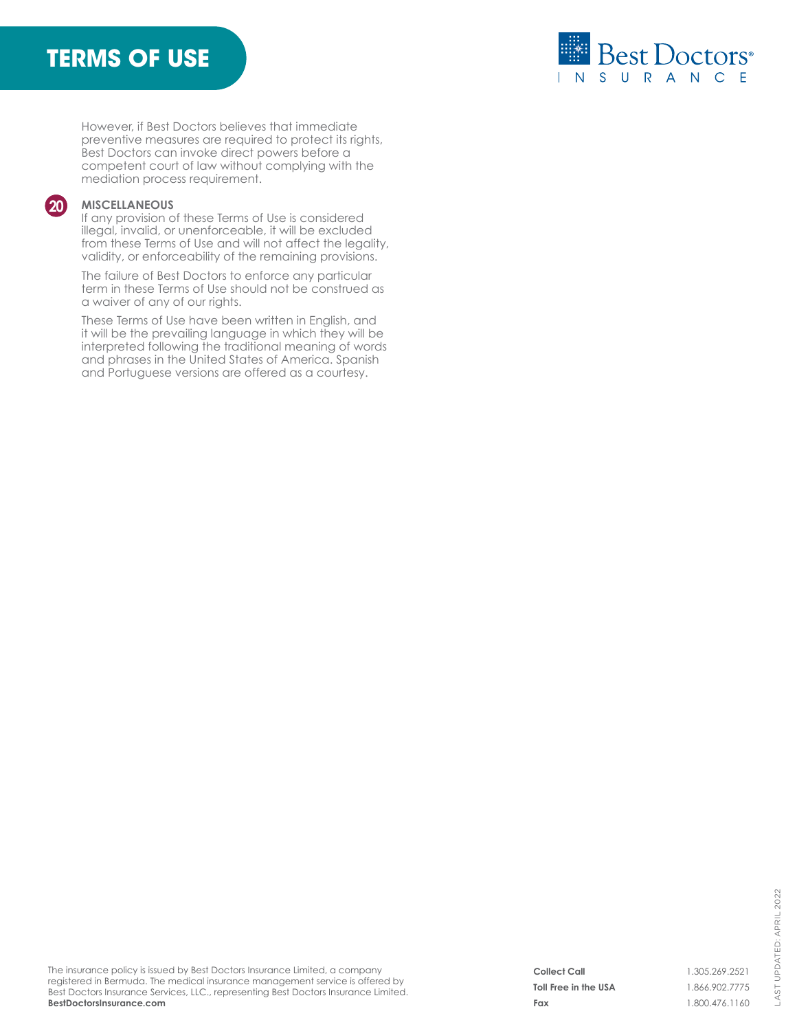However, if Best Doctors believes that immediate preventive measures are required to protect its rights, Best Doctors can invoke direct powers before a competent court of law without complying with the mediation process requirement.

## 20 MISCELLANEOUS

If any provision of these Terms of Use is considered illegal, invalid, or unenforceable, it will be excluded from these Terms of Use and will not affect the legality, validity, or enforceability of the remaining provisions.

The failure of Best Doctors to enforce any particular term in these Terms of Use should not be construed as a waiver of any of our rights.

These Terms of Use have been written in English, and it will be the prevailing language in which they will be interpreted following the traditional meaning of words and phrases in the United States of America. Spanish and Portuguese versions are offered as a courtesy.